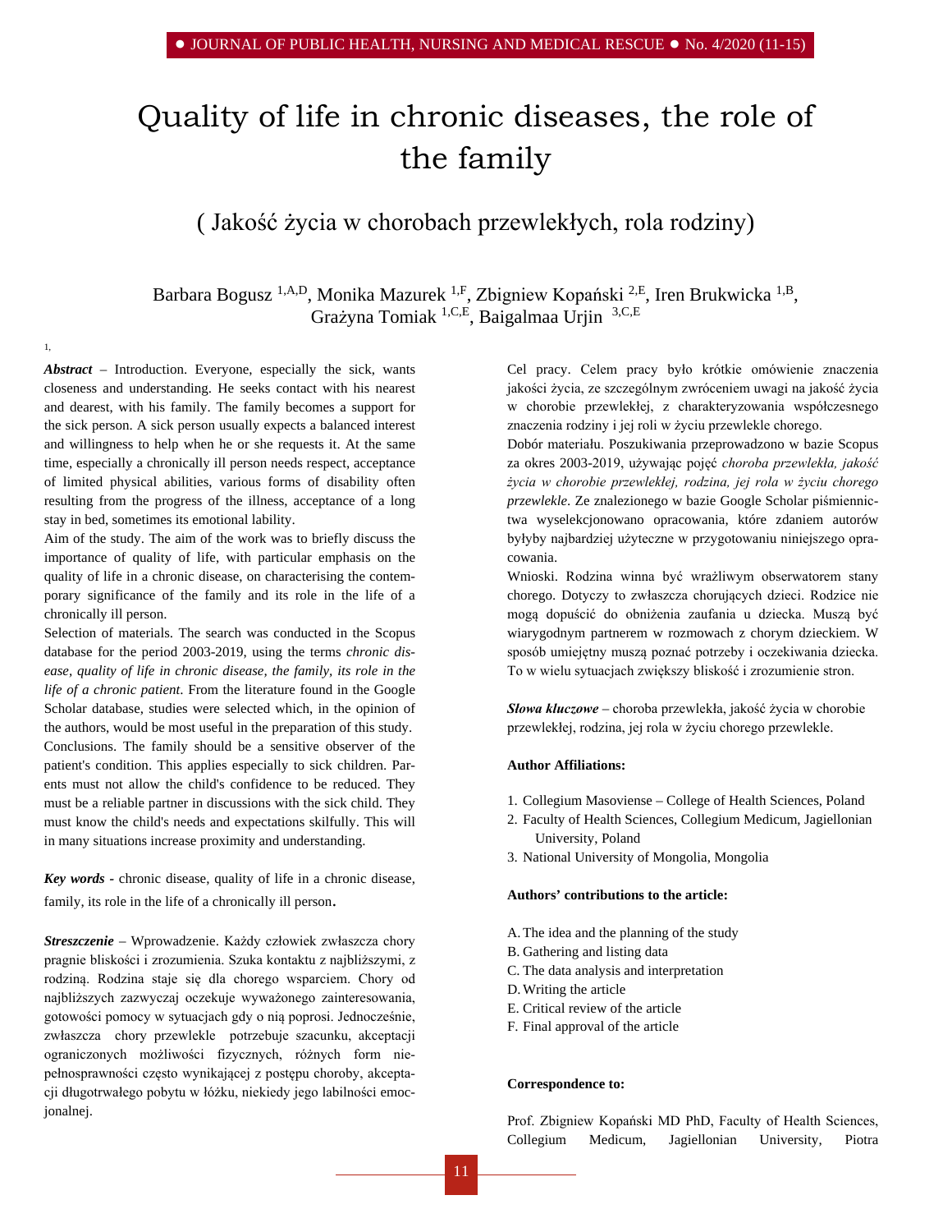# Quality of life in chronic diseases, the role of the family

## ( Jakość życia w chorobach przewlekłych, rola rodziny)

Barbara Bogusz [1,A,D], Monika Mazurek [1,F], Zbigniew Kopański [2,E], Iren Brukwicka [1,B], Grażyna Tomiak [1,C,E], Baigalmaa Urjin [3,C,E]

1,

***Abstract*** – Introduction. Everyone, especially the sick, wants closeness and understanding. He seeks contact with his nearest and dearest, with his family. The family becomes a support for the sick person. A sick person usually expects a balanced interest and willingness to help when he or she requests it. At the same time, especially a chronically ill person needs respect, acceptance of limited physical abilities, various forms of disability often resulting from the progress of the illness, acceptance of a long stay in bed, sometimes its emotional lability.

Aim of the study. The aim of the work was to briefly discuss the importance of quality of life, with particular emphasis on the quality of life in a chronic disease, on characterising the contemporary significance of the family and its role in the life of a chronically ill person.

Selection of materials. The search was conducted in the Scopus database for the period 2003-2019, using the terms *chronic disease, quality of life in chronic disease, the family, its role in the life of a chronic patient*. From the literature found in the Google Scholar database, studies were selected which, in the opinion of the authors, would be most useful in the preparation of this study.

Conclusions. The family should be a sensitive observer of the patient's condition. This applies especially to sick children. Parents must not allow the child's confidence to be reduced. They must be a reliable partner in discussions with the sick child. They must know the child's needs and expectations skilfully. This will in many situations increase proximity and understanding.

***Key words*** - chronic disease, quality of life in a chronic disease, family, its role in the life of a chronically ill person.

***Streszczenie*** – Wprowadzenie. Każdy człowiek zwłaszcza chory pragnie bliskości i zrozumienia. Szuka kontaktu z najbliższymi, z rodziną. Rodzina staje się dla chorego wsparciem. Chory od najbliższych zazwyczaj oczekuje wyważonego zainteresowania, gotowości pomocy w sytuacjach gdy o nią poprosi. Jednocześnie, zwłaszcza chory przewlekle potrzebuje szacunku, akceptacji ograniczonych możliwości fizycznych, różnych form niepełnosprawności często wynikającej z postępu choroby, akceptacji długotrwałego pobytu w łóżku, niekiedy jego labilności emocjonalnej.

Cel pracy. Celem pracy było krótkie omówienie znaczenia jakości życia, ze szczególnym zwróceniem uwagi na jakość życia w chorobie przewlekłej, z charakteryzowania współczesnego znaczenia rodziny i jej roli w życiu przewlekle chorego.

Dobór materiału. Poszukiwania przeprowadzono w bazie Scopus za okres 2003-2019, używając pojęć *choroba przewlekła, jakość życia w chorobie przewlekłej, rodzina, jej rola w życiu chorego przewlekle*. Ze znalezionego w bazie Google Scholar piśmiennictwa wyselekcjonowano opracowania, które zdaniem autorów byłyby najbardziej użyteczne w przygotowaniu niniejszego opracowania.

Wnioski. Rodzina winna być wrażliwym obserwatorem stany chorego. Dotyczy to zwłaszcza chorujących dzieci. Rodzice nie mogą dopuścić do obniżenia zaufania u dziecka. Muszą być wiarygodnym partnerem w rozmowach z chorym dzieckiem. W sposób umiejętny muszą poznać potrzeby i oczekiwania dziecka. To w wielu sytuacjach zwiększy bliskość i zrozumienie stron.

***Słowa kluczowe*** – choroba przewlekła, jakość życia w chorobie przewlekłej, rodzina, jej rola w życiu chorego przewlekle.

**Author Affiliations:**

1. Collegium Masoviense – College of Health Sciences, Poland
2. Faculty of Health Sciences, Collegium Medicum, Jagiellonian University, Poland
3. National University of Mongolia, Mongolia

**Authors' contributions to the article:**

A. The idea and the planning of the study
B. Gathering and listing data
C. The data analysis and interpretation
D. Writing the article
E. Critical review of the article
F. Final approval of the article

**Correspondence to:**

Prof. Zbigniew Kopański MD PhD, Faculty of Health Sciences, Collegium Medicum, Jagiellonian University, Piotra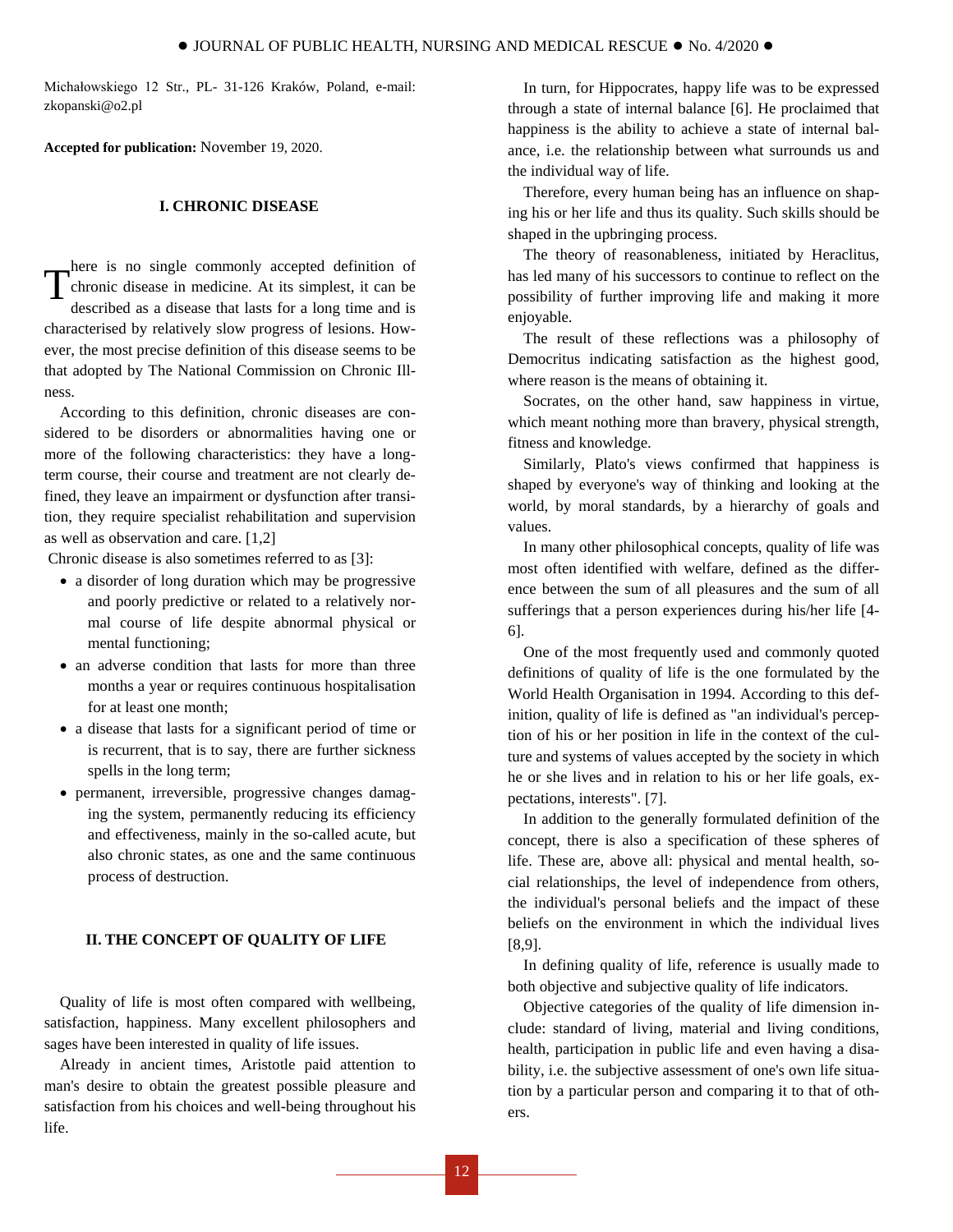Michałowskiego 12 Str., PL- 31-126 Kraków, Poland, e-mail: zkopanski@o2.pl

**Accepted for publication:** November 19, 2020.

## I. CHRONIC DISEASE

There is no single commonly accepted definition of chronic disease in medicine. At its simplest, it can be described as a disease that lasts for a long time and is characterised by relatively slow progress of lesions. However, the most precise definition of this disease seems to be that adopted by The National Commission on Chronic Illness.

According to this definition, chronic diseases are considered to be disorders or abnormalities having one or more of the following characteristics: they have a long-term course, their course and treatment are not clearly defined, they leave an impairment or dysfunction after transition, they require specialist rehabilitation and supervision as well as observation and care. [1,2]

Chronic disease is also sometimes referred to as [3]:

- a disorder of long duration which may be progressive and poorly predictive or related to a relatively normal course of life despite abnormal physical or mental functioning;
- an adverse condition that lasts for more than three months a year or requires continuous hospitalisation for at least one month;
- a disease that lasts for a significant period of time or is recurrent, that is to say, there are further sickness spells in the long term;
- permanent, irreversible, progressive changes damaging the system, permanently reducing its efficiency and effectiveness, mainly in the so-called acute, but also chronic states, as one and the same continuous process of destruction.

## II. THE CONCEPT OF QUALITY OF LIFE

Quality of life is most often compared with wellbeing, satisfaction, happiness. Many excellent philosophers and sages have been interested in quality of life issues.

Already in ancient times, Aristotle paid attention to man's desire to obtain the greatest possible pleasure and satisfaction from his choices and well-being throughout his life.

In turn, for Hippocrates, happy life was to be expressed through a state of internal balance [6]. He proclaimed that happiness is the ability to achieve a state of internal balance, i.e. the relationship between what surrounds us and the individual way of life.

Therefore, every human being has an influence on shaping his or her life and thus its quality. Such skills should be shaped in the upbringing process.

The theory of reasonableness, initiated by Heraclitus, has led many of his successors to continue to reflect on the possibility of further improving life and making it more enjoyable.

The result of these reflections was a philosophy of Democritus indicating satisfaction as the highest good, where reason is the means of obtaining it.

Socrates, on the other hand, saw happiness in virtue, which meant nothing more than bravery, physical strength, fitness and knowledge.

Similarly, Plato's views confirmed that happiness is shaped by everyone's way of thinking and looking at the world, by moral standards, by a hierarchy of goals and values.

In many other philosophical concepts, quality of life was most often identified with welfare, defined as the difference between the sum of all pleasures and the sum of all sufferings that a person experiences during his/her life [4-6].

One of the most frequently used and commonly quoted definitions of quality of life is the one formulated by the World Health Organisation in 1994. According to this definition, quality of life is defined as "an individual's perception of his or her position in life in the context of the culture and systems of values accepted by the society in which he or she lives and in relation to his or her life goals, expectations, interests". [7].

In addition to the generally formulated definition of the concept, there is also a specification of these spheres of life. These are, above all: physical and mental health, social relationships, the level of independence from others, the individual's personal beliefs and the impact of these beliefs on the environment in which the individual lives [8,9].

In defining quality of life, reference is usually made to both objective and subjective quality of life indicators.

Objective categories of the quality of life dimension include: standard of living, material and living conditions, health, participation in public life and even having a disability, i.e. the subjective assessment of one's own life situation by a particular person and comparing it to that of others.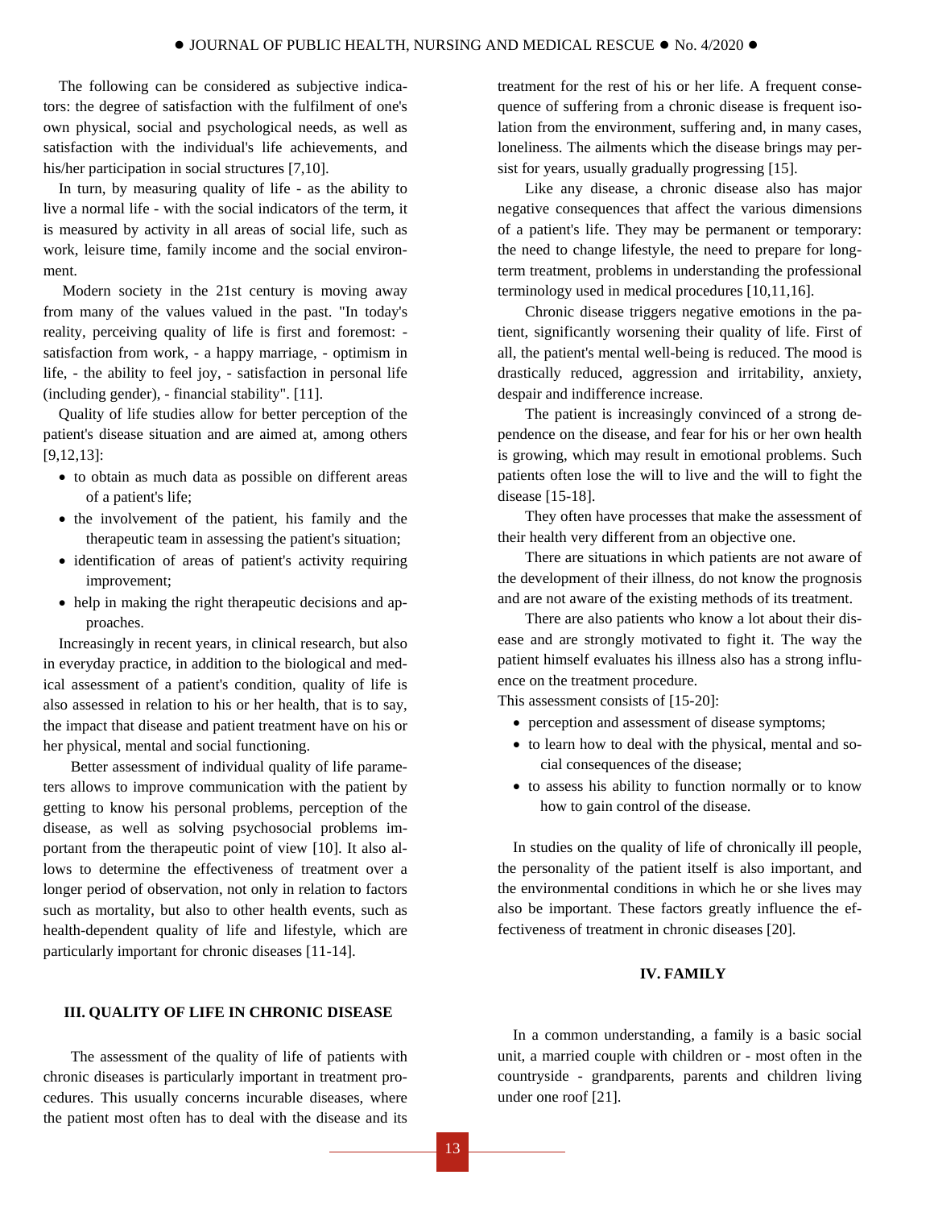The following can be considered as subjective indicators: the degree of satisfaction with the fulfilment of one's own physical, social and psychological needs, as well as satisfaction with the individual's life achievements, and his/her participation in social structures [7,10].

In turn, by measuring quality of life - as the ability to live a normal life - with the social indicators of the term, it is measured by activity in all areas of social life, such as work, leisure time, family income and the social environment.

Modern society in the 21st century is moving away from many of the values valued in the past. "In today's reality, perceiving quality of life is first and foremost: - satisfaction from work, - a happy marriage, - optimism in life, - the ability to feel joy, - satisfaction in personal life (including gender), - financial stability". [11].

Quality of life studies allow for better perception of the patient's disease situation and are aimed at, among others [9,12,13]:

- to obtain as much data as possible on different areas of a patient's life;
- the involvement of the patient, his family and the therapeutic team in assessing the patient's situation;
- identification of areas of patient's activity requiring improvement;
- help in making the right therapeutic decisions and approaches.

Increasingly in recent years, in clinical research, but also in everyday practice, in addition to the biological and medical assessment of a patient's condition, quality of life is also assessed in relation to his or her health, that is to say, the impact that disease and patient treatment have on his or her physical, mental and social functioning.

Better assessment of individual quality of life parameters allows to improve communication with the patient by getting to know his personal problems, perception of the disease, as well as solving psychosocial problems important from the therapeutic point of view [10]. It also allows to determine the effectiveness of treatment over a longer period of observation, not only in relation to factors such as mortality, but also to other health events, such as health-dependent quality of life and lifestyle, which are particularly important for chronic diseases [11-14].

## III. QUALITY OF LIFE IN CHRONIC DISEASE

The assessment of the quality of life of patients with chronic diseases is particularly important in treatment procedures. This usually concerns incurable diseases, where the patient most often has to deal with the disease and its treatment for the rest of his or her life. A frequent consequence of suffering from a chronic disease is frequent isolation from the environment, suffering and, in many cases, loneliness. The ailments which the disease brings may persist for years, usually gradually progressing [15].

Like any disease, a chronic disease also has major negative consequences that affect the various dimensions of a patient's life. They may be permanent or temporary: the need to change lifestyle, the need to prepare for long-term treatment, problems in understanding the professional terminology used in medical procedures [10,11,16].

Chronic disease triggers negative emotions in the patient, significantly worsening their quality of life. First of all, the patient's mental well-being is reduced. The mood is drastically reduced, aggression and irritability, anxiety, despair and indifference increase.

The patient is increasingly convinced of a strong dependence on the disease, and fear for his or her own health is growing, which may result in emotional problems. Such patients often lose the will to live and the will to fight the disease [15-18].

They often have processes that make the assessment of their health very different from an objective one.

There are situations in which patients are not aware of the development of their illness, do not know the prognosis and are not aware of the existing methods of its treatment.

There are also patients who know a lot about their disease and are strongly motivated to fight it. The way the patient himself evaluates his illness also has a strong influence on the treatment procedure.

This assessment consists of [15-20]:

- perception and assessment of disease symptoms;
- to learn how to deal with the physical, mental and social consequences of the disease;
- to assess his ability to function normally or to know how to gain control of the disease.

In studies on the quality of life of chronically ill people, the personality of the patient itself is also important, and the environmental conditions in which he or she lives may also be important. These factors greatly influence the effectiveness of treatment in chronic diseases [20].

## IV. FAMILY

In a common understanding, a family is a basic social unit, a married couple with children or - most often in the countryside - grandparents, parents and children living under one roof [21].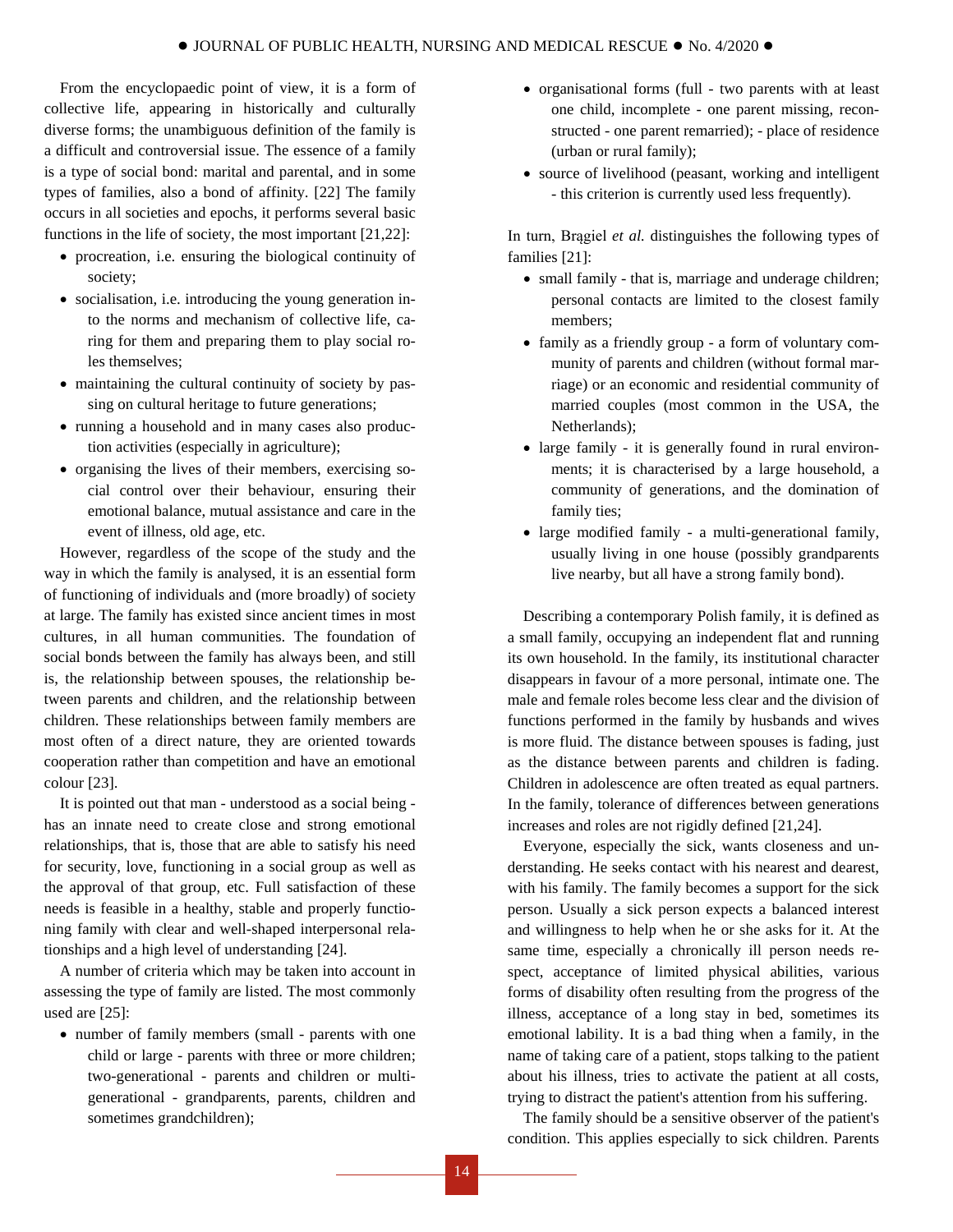From the encyclopaedic point of view, it is a form of collective life, appearing in historically and culturally diverse forms; the unambiguous definition of the family is a difficult and controversial issue. The essence of a family is a type of social bond: marital and parental, and in some types of families, also a bond of affinity. [22] The family occurs in all societies and epochs, it performs several basic functions in the life of society, the most important [21,22]:

- procreation, i.e. ensuring the biological continuity of society;
- socialisation, i.e. introducing the young generation into the norms and mechanism of collective life, caring for them and preparing them to play social roles themselves;
- maintaining the cultural continuity of society by passing on cultural heritage to future generations;
- running a household and in many cases also production activities (especially in agriculture);
- organising the lives of their members, exercising social control over their behaviour, ensuring their emotional balance, mutual assistance and care in the event of illness, old age, etc.

However, regardless of the scope of the study and the way in which the family is analysed, it is an essential form of functioning of individuals and (more broadly) of society at large. The family has existed since ancient times in most cultures, in all human communities. The foundation of social bonds between the family has always been, and still is, the relationship between spouses, the relationship between parents and children, and the relationship between children. These relationships between family members are most often of a direct nature, they are oriented towards cooperation rather than competition and have an emotional colour [23].

It is pointed out that man - understood as a social being - has an innate need to create close and strong emotional relationships, that is, those that are able to satisfy his need for security, love, functioning in a social group as well as the approval of that group, etc. Full satisfaction of these needs is feasible in a healthy, stable and properly functioning family with clear and well-shaped interpersonal relationships and a high level of understanding [24].

A number of criteria which may be taken into account in assessing the type of family are listed. The most commonly used are [25]:

- number of family members (small - parents with one child or large - parents with three or more children; two-generational - parents and children or multi-generational - grandparents, parents, children and sometimes grandchildren);
- organisational forms (full - two parents with at least one child, incomplete - one parent missing, reconstructed - one parent remarried); - place of residence (urban or rural family);
- source of livelihood (peasant, working and intelligent - this criterion is currently used less frequently).

In turn, Brągiel *et al.* distinguishes the following types of families [21]:

- small family - that is, marriage and underage children; personal contacts are limited to the closest family members;
- family as a friendly group - a form of voluntary community of parents and children (without formal marriage) or an economic and residential community of married couples (most common in the USA, the Netherlands);
- large family - it is generally found in rural environments; it is characterised by a large household, a community of generations, and the domination of family ties;
- large modified family - a multi-generational family, usually living in one house (possibly grandparents live nearby, but all have a strong family bond).

Describing a contemporary Polish family, it is defined as a small family, occupying an independent flat and running its own household. In the family, its institutional character disappears in favour of a more personal, intimate one. The male and female roles become less clear and the division of functions performed in the family by husbands and wives is more fluid. The distance between spouses is fading, just as the distance between parents and children is fading. Children in adolescence are often treated as equal partners. In the family, tolerance of differences between generations increases and roles are not rigidly defined [21,24].

Everyone, especially the sick, wants closeness and understanding. He seeks contact with his nearest and dearest, with his family. The family becomes a support for the sick person. Usually a sick person expects a balanced interest and willingness to help when he or she asks for it. At the same time, especially a chronically ill person needs respect, acceptance of limited physical abilities, various forms of disability often resulting from the progress of the illness, acceptance of a long stay in bed, sometimes its emotional lability. It is a bad thing when a family, in the name of taking care of a patient, stops talking to the patient about his illness, tries to activate the patient at all costs, trying to distract the patient's attention from his suffering.

The family should be a sensitive observer of the patient's condition. This applies especially to sick children. Parents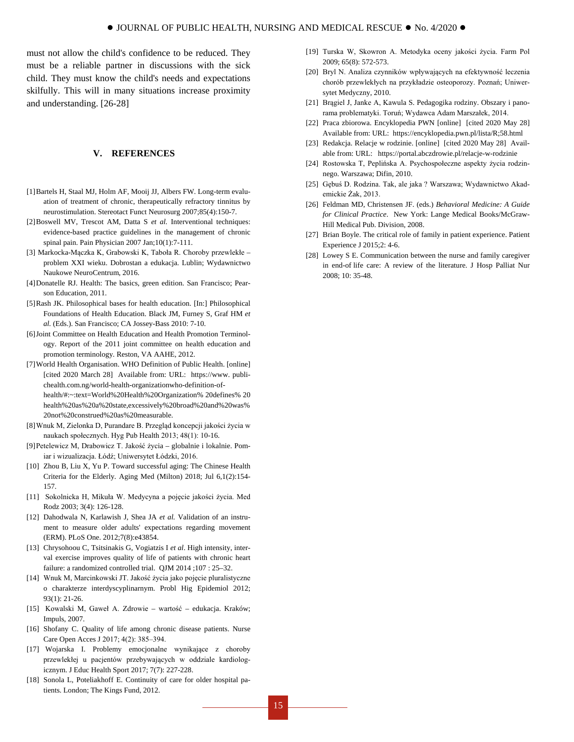must not allow the child's confidence to be reduced. They must be a reliable partner in discussions with the sick child. They must know the child's needs and expectations skilfully. This will in many situations increase proximity and understanding. [26-28]

## V. REFERENCES

[1] Bartels H, Staal MJ, Holm AF, Mooij JJ, Albers FW. Long-term evaluation of treatment of chronic, therapeutically refractory tinnitus by neurostimulation. Stereotact Funct Neurosurg 2007;85(4):150-7.

[2] Boswell MV, Trescot AM, Datta S *et al.* Interventional techniques: evidence-based practice guidelines in the management of chronic spinal pain. Pain Physician 2007 Jan;10(1):7-111.

[3] Markocka-Mączka K, Grabowski K, Taboła R. Choroby przewlekłe – problem XXI wieku. Dobrostan a edukacja. Lublin; Wydawnictwo Naukowe NeuroCentrum, 2016.

[4] Donatelle RJ. Health: The basics, green edition. San Francisco; Pearson Education, 2011.

[5] Rash JK. Philosophical bases for health education. [In:] Philosophical Foundations of Health Education. Black JM, Furney S, Graf HM *et al.* (Eds.). San Francisco; CA Jossey-Bass 2010: 7-10.

[6] Joint Committee on Health Education and Health Promotion Terminology. Report of the 2011 joint committee on health education and promotion terminology. Reston, VA AAHE, 2012.

[7] World Health Organisation. WHO Definition of Public Health. [online] [cited 2020 March 28] Available from: URL: https://www. publichealth.com.ng/world-health-organizationwho-definition-of-health/#:~:text=World%20Health%20Organization% 20defines% 20 health%20as%20a%20state,excessively%20broad%20and%20was% 20not%20construed%20as%20measurable.

[8] Wnuk M, Zielonka D, Purandare B. Przegląd koncepcji jakości życia w naukach społecznych. Hyg Pub Health 2013; 48(1): 10-16.

[9] Petelewicz M, Drabowicz T. Jakość życia – globalnie i lokalnie. Pomiar i wizualizacja. Łódź; Uniwersytet Łódzki, 2016.

[10] Zhou B, Liu X, Yu P. Toward successful aging: The Chinese Health Criteria for the Elderly. Aging Med (Milton) 2018; Jul 6,1(2):154-157.

[11] Sokolnicka H, Mikuła W. Medycyna a pojęcie jakości życia. Med Rodz 2003; 3(4): 126-128.

[12] Dahodwala N, Karlawish J, Shea JA *et al.* Validation of an instrument to measure older adults' expectations regarding movement (ERM). PLoS One. 2012;7(8):e43854.

[13] Chrysohoou C, Tsitsinakis G, Vogiatzis I *et al*. High intensity, interval exercise improves quality of life of patients with chronic heart failure: a randomized controlled trial. QJM 2014 ;107 : 25–32.

[14] Wnuk M, Marcinkowski JT. Jakość życia jako pojęcie pluralistyczne o charakterze interdyscyplinarnym. Probl Hig Epidemiol 2012; 93(1): 21-26.

[15] Kowalski M, Gaweł A. Zdrowie – wartość – edukacja. Kraków; Impuls, 2007.

[16] Shofany C. Quality of life among chronic disease patients. Nurse Care Open Acces J 2017; 4(2): 385–394.

[17] Wojarska I. Problemy emocjonalne wynikające z choroby przewlekłej u pacjentów przebywających w oddziale kardiologicznym. J Educ Health Sport 2017; 7(7): 227-228.

[18] Sonola L, Poteliakhoff E. Continuity of care for older hospital patients. London; The Kings Fund, 2012.

[19] Turska W, Skowron A. Metodyka oceny jakości życia. Farm Pol 2009; 65(8): 572-573.

[20] Bryl N. Analiza czynników wpływających na efektywność leczenia chorób przewlekłych na przykładzie osteoporozy. Poznań; Uniwersytet Medyczny, 2010.

[21] Brągiel J, Janke A, Kawula S. Pedagogika rodziny. Obszary i panorama problematyki. Toruń; Wydawca Adam Marszałek, 2014.

[22] Praca zbiorowa. Encyklopedia PWN [online] [cited 2020 May 28] Available from: URL: https://encyklopedia.pwn.pl/lista/R;58.html

[23] Redakcja. Relacje w rodzinie. [online] [cited 2020 May 28] Available from: URL: https://portal.abczdrowie.pl/relacje-w-rodzinie

[24] Rostowska T, Peplińska A. Psychospołeczne aspekty życia rodzinnego. Warszawa; Difin, 2010.

[25] Gębuś D. Rodzina. Tak, ale jaka ? Warszawa; Wydawnictwo Akademickie Żak, 2013.

[26] Feldman MD, Christensen JF. (eds.) *Behavioral Medicine: A Guide for Clinical Practice*. New York: Lange Medical Books/McGraw-Hill Medical Pub. Division, 2008.

[27] Brian Boyle. The critical role of family in patient experience. Patient Experience J 2015;2: 4-6.

[28] Lowey S E. Communication between the nurse and family caregiver in end-of life care: A review of the literature. J Hosp Palliat Nur 2008; 10: 35-48.